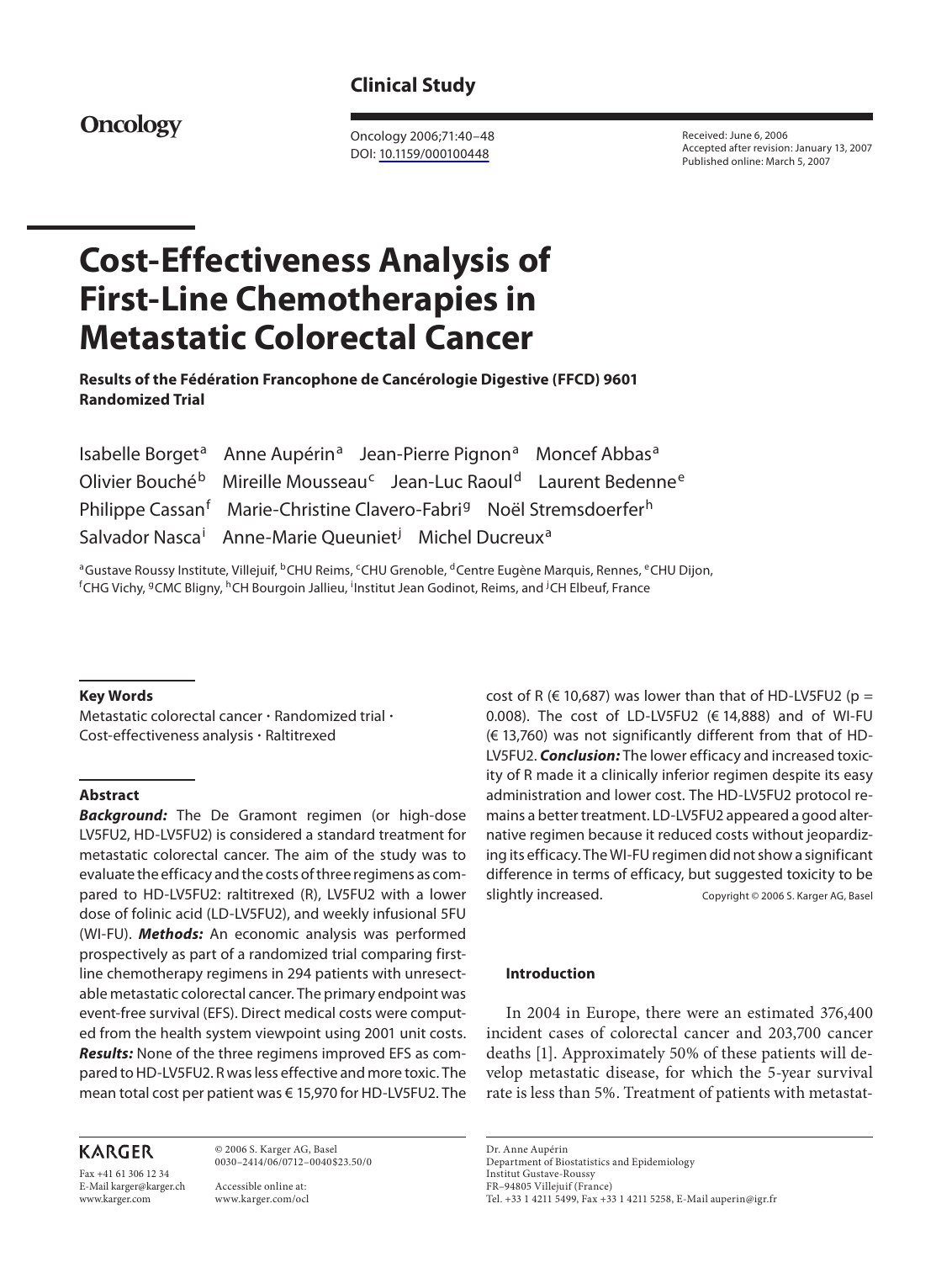Clinical Study

# Cost-Effectiveness Analysis of First-Line Chemotherapies in Metastatic Colorectal Cancer

**Results of the Fédération Francophone de Cancérologie Digestive (FFCD) 9601 Randomized Trial**

Isabelle Borget[a] Anne Aupérin[a] Jean-Pierre Pignon[a] Moncef Abbas[a] Olivier Bouché[b] Mireille Mousseau[c] Jean-Luc Raoul[d] Laurent Bedenne[e] Philippe Cassan[f] Marie-Christine Clavero-Fabri[g] Noël Stremsdoerfer[h] Salvador Nasca[i] Anne-Marie Queuniet[j] Michel Ducreux[a]

[a]Gustave Roussy Institute, Villejuif, [b]CHU Reims, [c]CHU Grenoble, [d]Centre Eugène Marquis, Rennes, [e]CHU Dijon, [f]CHG Vichy, [g]CMC Bligny, [h]CH Bourgoin Jallieu, [i]Institut Jean Godinot, Reims, and [j]CH Elbeuf, France

Received: June 6, 2006
Accepted after revision: January 13, 2007
Published online: March 5, 2007

### Key Words

Metastatic colorectal cancer · Randomized trial · Cost-effectiveness analysis · Raltitrexed

### Abstract

***Background:*** The De Gramont regimen (or high-dose LV5FU2, HD-LV5FU2) is considered a standard treatment for metastatic colorectal cancer. The aim of the study was to evaluate the efficacy and the costs of three regimens as compared to HD-LV5FU2: raltitrexed (R), LV5FU2 with a lower dose of folinic acid (LD-LV5FU2), and weekly infusional 5FU (WI-FU). ***Methods:*** An economic analysis was performed prospectively as part of a randomized trial comparing first-line chemotherapy regimens in 294 patients with unresectable metastatic colorectal cancer. The primary endpoint was event-free survival (EFS). Direct medical costs were computed from the health system viewpoint using 2001 unit costs. ***Results:*** None of the three regimens improved EFS as compared to HD-LV5FU2. R was less effective and more toxic. The mean total cost per patient was € 15,970 for HD-LV5FU2. The cost of R (€ 10,687) was lower than that of HD-LV5FU2 ($p = 0.008$). The cost of LD-LV5FU2 (€ 14,888) and of WI-FU (€ 13,760) was not significantly different from that of HD-LV5FU2. ***Conclusion:*** The lower efficacy and increased toxicity of R made it a clinically inferior regimen despite its easy administration and lower cost. The HD-LV5FU2 protocol remains a better treatment. LD-LV5FU2 appeared a good alternative regimen because it reduced costs without jeopardizing its efficacy. The WI-FU regimen did not show a significant difference in terms of efficacy, but suggested toxicity to be slightly increased.

Copyright © 2006 S. Karger AG, Basel

### Introduction

In 2004 in Europe, there were an estimated 376,400 incident cases of colorectal cancer and 203,700 cancer deaths [1]. Approximately 50% of these patients will develop metastatic disease, for which the 5-year survival rate is less than 5%. Treatment of patients with metastat-

Dr. Anne Aupérin
Department of Biostatistics and Epidemiology
Institut Gustave-Roussy
FR–94805 Villejuif (France)
Tel. +33 1 4211 5499, Fax +33 1 4211 5258, E-Mail auperin@igr.fr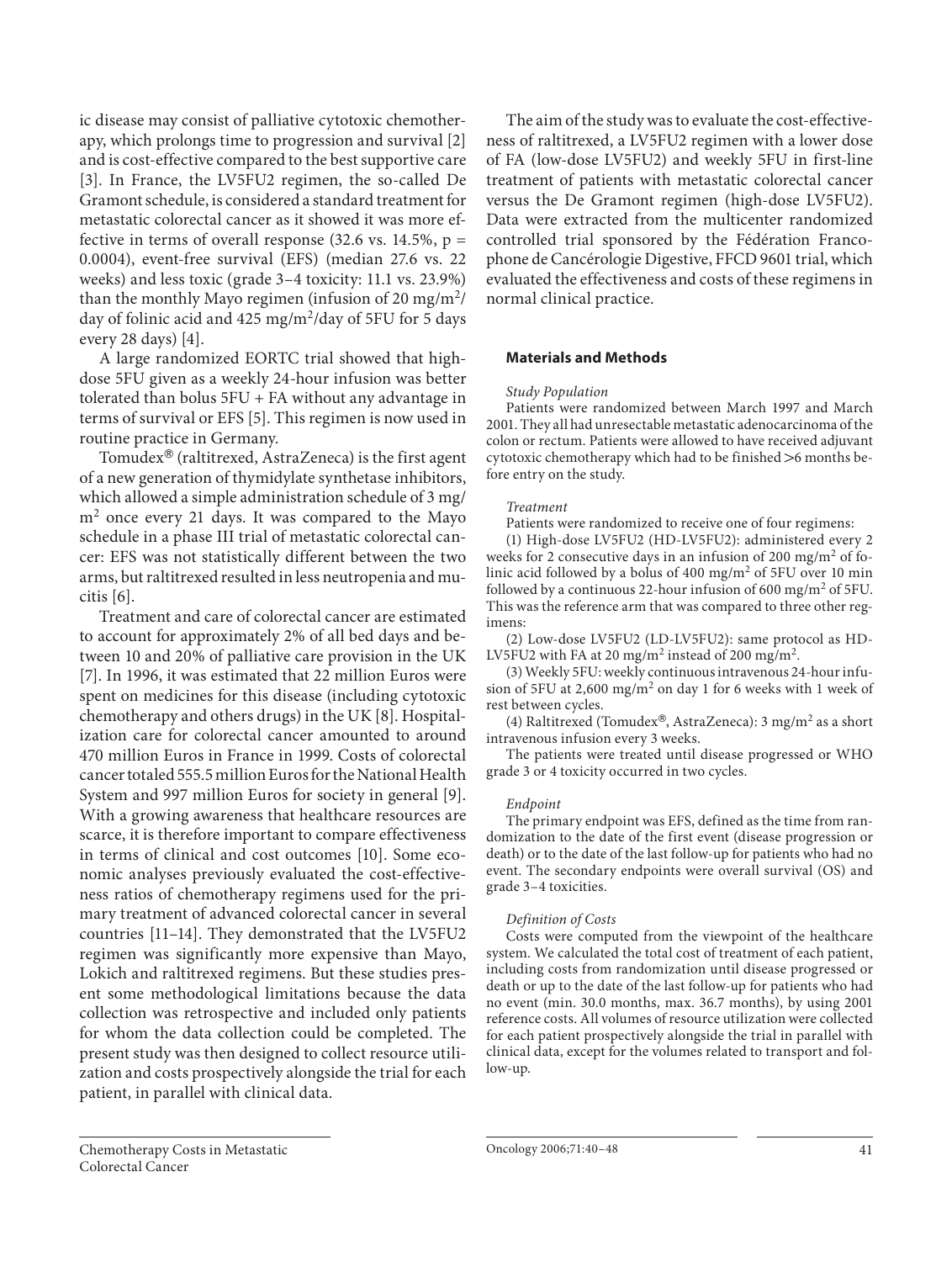ic disease may consist of palliative cytotoxic chemotherapy, which prolongs time to progression and survival [2] and is cost-effective compared to the best supportive care [3]. In France, the LV5FU2 regimen, the so-called De Gramont schedule, is considered a standard treatment for metastatic colorectal cancer as it showed it was more effective in terms of overall response (32.6 vs. 14.5%, $p = 0.0004$), event-free survival (EFS) (median 27.6 vs. 22 weeks) and less toxic (grade 3–4 toxicity: 11.1 vs. 23.9%) than the monthly Mayo regimen (infusion of 20 mg/m$^2$/day of folinic acid and 425 mg/m$^2$/day of 5FU for 5 days every 28 days) [4].

A large randomized EORTC trial showed that high-dose 5FU given as a weekly 24-hour infusion was better tolerated than bolus 5FU + FA without any advantage in terms of survival or EFS [5]. This regimen is now used in routine practice in Germany.

Tomudex® (raltitrexed, AstraZeneca) is the first agent of a new generation of thymidylate synthetase inhibitors, which allowed a simple administration schedule of 3 mg/m$^2$ once every 21 days. It was compared to the Mayo schedule in a phase III trial of metastatic colorectal cancer: EFS was not statistically different between the two arms, but raltitrexed resulted in less neutropenia and mucitis [6].

Treatment and care of colorectal cancer are estimated to account for approximately 2% of all bed days and between 10 and 20% of palliative care provision in the UK [7]. In 1996, it was estimated that 22 million Euros were spent on medicines for this disease (including cytotoxic chemotherapy and others drugs) in the UK [8]. Hospitalization care for colorectal cancer amounted to around 470 million Euros in France in 1999. Costs of colorectal cancer totaled 555.5 million Euros for the National Health System and 997 million Euros for society in general [9]. With a growing awareness that healthcare resources are scarce, it is therefore important to compare effectiveness in terms of clinical and cost outcomes [10]. Some economic analyses previously evaluated the cost-effectiveness ratios of chemotherapy regimens used for the primary treatment of advanced colorectal cancer in several countries [11–14]. They demonstrated that the LV5FU2 regimen was significantly more expensive than Mayo, Lokich and raltitrexed regimens. But these studies present some methodological limitations because the data collection was retrospective and included only patients for whom the data collection could be completed. The present study was then designed to collect resource utilization and costs prospectively alongside the trial for each patient, in parallel with clinical data.

The aim of the study was to evaluate the cost-effectiveness of raltitrexed, a LV5FU2 regimen with a lower dose of FA (low-dose LV5FU2) and weekly 5FU in first-line treatment of patients with metastatic colorectal cancer versus the De Gramont regimen (high-dose LV5FU2). Data were extracted from the multicenter randomized controlled trial sponsored by the Fédération Francophone de Cancérologie Digestive, FFCD 9601 trial, which evaluated the effectiveness and costs of these regimens in normal clinical practice.

## Materials and Methods

*Study Population*

Patients were randomized between March 1997 and March 2001. They all had unresectable metastatic adenocarcinoma of the colon or rectum. Patients were allowed to have received adjuvant cytotoxic chemotherapy which had to be finished >6 months before entry on the study.

*Treatment*

Patients were randomized to receive one of four regimens:

(1) High-dose LV5FU2 (HD-LV5FU2): administered every 2 weeks for 2 consecutive days in an infusion of 200 mg/m$^2$ of folinic acid followed by a bolus of 400 mg/m$^2$ of 5FU over 10 min followed by a continuous 22-hour infusion of 600 mg/m$^2$ of 5FU. This was the reference arm that was compared to three other regimens:

(2) Low-dose LV5FU2 (LD-LV5FU2): same protocol as HD-LV5FU2 with FA at 20 mg/m$^2$ instead of 200 mg/m$^2$.

(3) Weekly 5FU: weekly continuous intravenous 24-hour infusion of 5FU at 2,600 mg/m$^2$ on day 1 for 6 weeks with 1 week of rest between cycles.

(4) Raltitrexed (Tomudex®, AstraZeneca): 3 mg/m$^2$ as a short intravenous infusion every 3 weeks.

The patients were treated until disease progressed or WHO grade 3 or 4 toxicity occurred in two cycles.

*Endpoint*

The primary endpoint was EFS, defined as the time from randomization to the date of the first event (disease progression or death) or to the date of the last follow-up for patients who had no event. The secondary endpoints were overall survival (OS) and grade 3–4 toxicities.

*Definition of Costs*

Costs were computed from the viewpoint of the healthcare system. We calculated the total cost of treatment of each patient, including costs from randomization until disease progressed or death or up to the date of the last follow-up for patients who had no event (min. 30.0 months, max. 36.7 months), by using 2001 reference costs. All volumes of resource utilization were collected for each patient prospectively alongside the trial in parallel with clinical data, except for the volumes related to transport and follow-up.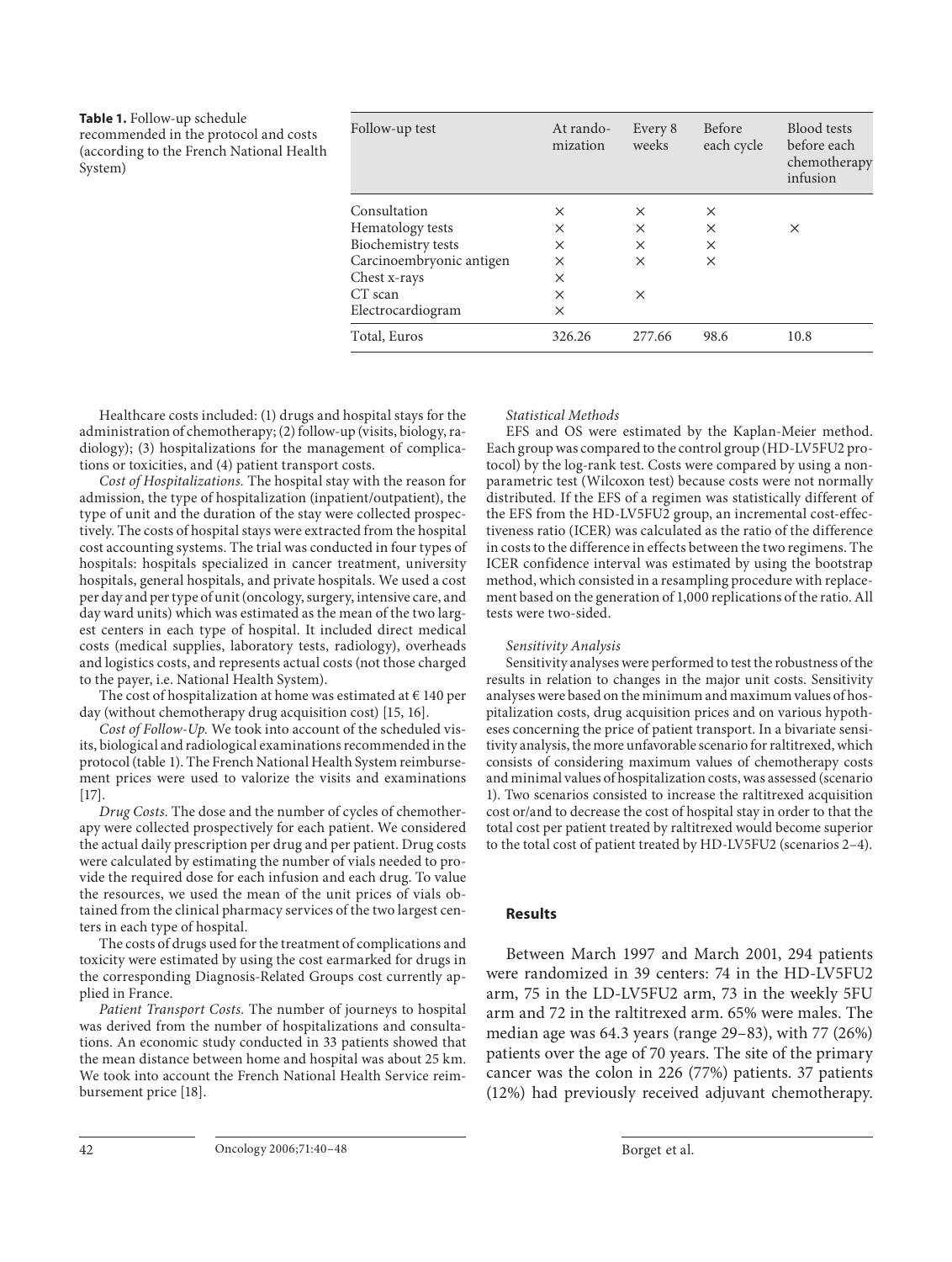**Table 1.** Follow-up schedule recommended in the protocol and costs (according to the French National Health System)

| Follow-up test | At randomization | Every 8 weeks | Before each cycle | Blood tests before each chemotherapy infusion |
|---|---|---|---|---|
| Consultation | × | × | × | |
| Hematology tests | × | × | × | × |
| Biochemistry tests | × | × | × | |
| Carcinoembryonic antigen | × | × | × | |
| Chest x-rays | × | | | |
| CT scan | × | × | | |
| Electrocardiogram | × | | | |
| Total, Euros | 326.26 | 277.66 | 98.6 | 10.8 |

Healthcare costs included: (1) drugs and hospital stays for the administration of chemotherapy; (2) follow-up (visits, biology, radiology); (3) hospitalizations for the management of complications or toxicities, and (4) patient transport costs.

*Cost of Hospitalizations.* The hospital stay with the reason for admission, the type of hospitalization (inpatient/outpatient), the type of unit and the duration of the stay were collected prospectively. The costs of hospital stays were extracted from the hospital cost accounting systems. The trial was conducted in four types of hospitals: hospitals specialized in cancer treatment, university hospitals, general hospitals, and private hospitals. We used a cost per day and per type of unit (oncology, surgery, intensive care, and day ward units) which was estimated as the mean of the two largest centers in each type of hospital. It included direct medical costs (medical supplies, laboratory tests, radiology), overheads and logistics costs, and represents actual costs (not those charged to the payer, i.e. National Health System).

The cost of hospitalization at home was estimated at € 140 per day (without chemotherapy drug acquisition cost) [15, 16].

*Cost of Follow-Up.* We took into account of the scheduled visits, biological and radiological examinations recommended in the protocol (table 1). The French National Health System reimbursement prices were used to valorize the visits and examinations [17].

*Drug Costs.* The dose and the number of cycles of chemotherapy were collected prospectively for each patient. We considered the actual daily prescription per drug and per patient. Drug costs were calculated by estimating the number of vials needed to provide the required dose for each infusion and each drug. To value the resources, we used the mean of the unit prices of vials obtained from the clinical pharmacy services of the two largest centers in each type of hospital.

The costs of drugs used for the treatment of complications and toxicity were estimated by using the cost earmarked for drugs in the corresponding Diagnosis-Related Groups cost currently applied in France.

*Patient Transport Costs.* The number of journeys to hospital was derived from the number of hospitalizations and consultations. An economic study conducted in 33 patients showed that the mean distance between home and hospital was about 25 km. We took into account the French National Health Service reimbursement price [18].

*Statistical Methods*

EFS and OS were estimated by the Kaplan-Meier method. Each group was compared to the control group (HD-LV5FU2 protocol) by the log-rank test. Costs were compared by using a non-parametric test (Wilcoxon test) because costs were not normally distributed. If the EFS of a regimen was statistically different of the EFS from the HD-LV5FU2 group, an incremental cost-effectiveness ratio (ICER) was calculated as the ratio of the difference in costs to the difference in effects between the two regimens. The ICER confidence interval was estimated by using the bootstrap method, which consisted in a resampling procedure with replacement based on the generation of 1,000 replications of the ratio. All tests were two-sided.

*Sensitivity Analysis*

Sensitivity analyses were performed to test the robustness of the results in relation to changes in the major unit costs. Sensitivity analyses were based on the minimum and maximum values of hospitalization costs, drug acquisition prices and on various hypotheses concerning the price of patient transport. In a bivariate sensitivity analysis, the more unfavorable scenario for raltitrexed, which consists of considering maximum values of chemotherapy costs and minimal values of hospitalization costs, was assessed (scenario 1). Two scenarios consisted to increase the raltitrexed acquisition cost or/and to decrease the cost of hospital stay in order to that the total cost per patient treated by raltitrexed would become superior to the total cost of patient treated by HD-LV5FU2 (scenarios 2–4).

## Results

Between March 1997 and March 2001, 294 patients were randomized in 39 centers: 74 in the HD-LV5FU2 arm, 75 in the LD-LV5FU2 arm, 73 in the weekly 5FU arm and 72 in the raltitrexed arm. 65% were males. The median age was 64.3 years (range 29–83), with 77 (26%) patients over the age of 70 years. The site of the primary cancer was the colon in 226 (77%) patients. 37 patients (12%) had previously received adjuvant chemotherapy.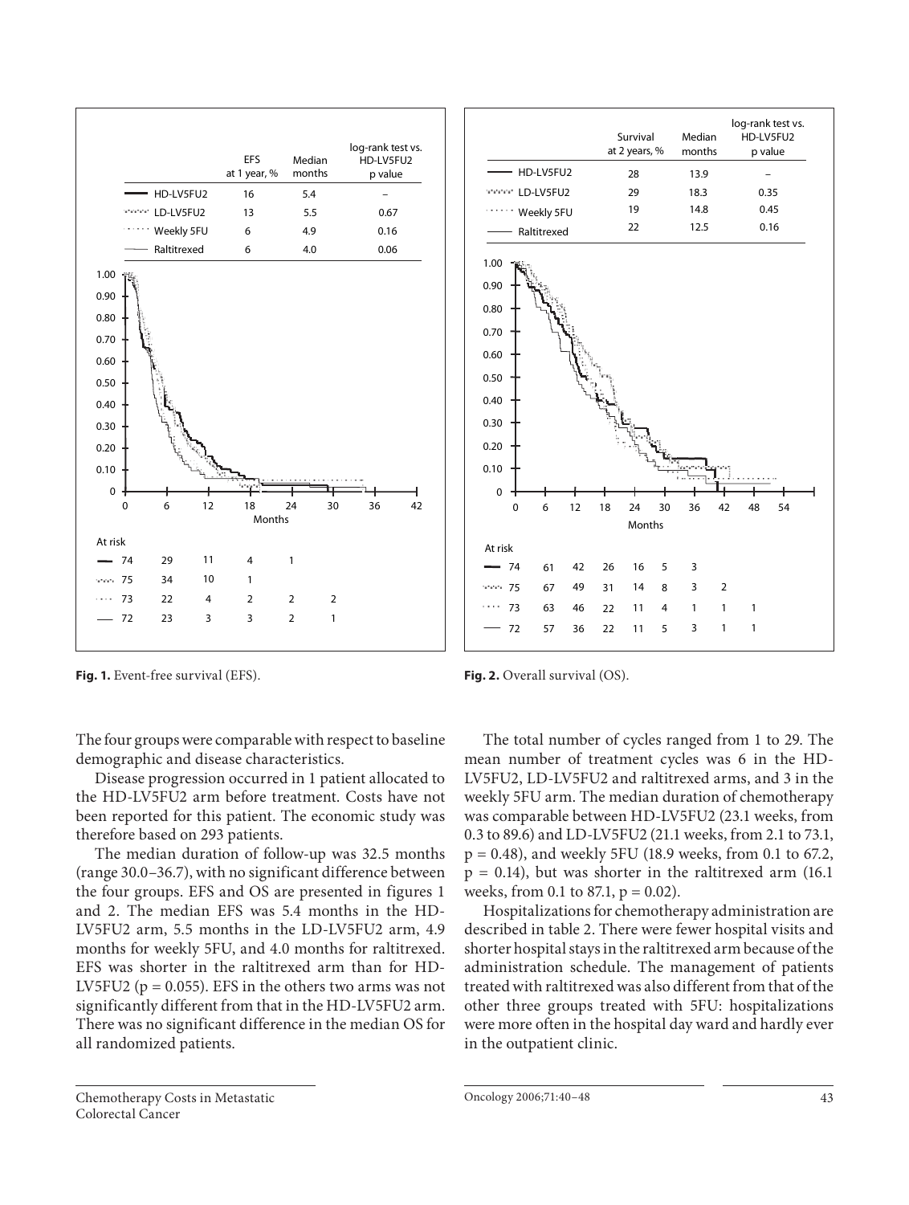| | EFS at 1 year, % | Median months | log-rank test vs. HD-LV5FU2 p value |
|---|---|---|---|
| HD-LV5FU2 | 16 | 5.4 | – |
| LD-LV5FU2 | 13 | 5.5 | 0.67 |
| Weekly 5FU | 6 | 4.9 | 0.16 |
| Raltitrexed | 6 | 4.0 | 0.06 |

| At risk | 0 | 6 | 12 | 18 | 24 | 30 |
|---|---|---|---|---|---|---|
| HD-LV5FU2 | 74 | 29 | 11 | 4 | 1 | |
| LD-LV5FU2 | 75 | 34 | 10 | 1 | | |
| Weekly 5FU | 73 | 22 | 4 | 2 | 2 | 2 |
| Raltitrexed | 72 | 23 | 3 | 3 | 2 | 1 |

**Fig. 1.** Event-free survival (EFS).

| | Survival at 2 years, % | Median months | log-rank test vs. HD-LV5FU2 p value |
|---|---|---|---|
| HD-LV5FU2 | 28 | 13.9 | – |
| LD-LV5FU2 | 29 | 18.3 | 0.35 |
| Weekly 5FU | 19 | 14.8 | 0.45 |
| Raltitrexed | 22 | 12.5 | 0.16 |

| At risk | 0 | 6 | 12 | 18 | 24 | 30 | 36 | 42 | 48 |
|---|---|---|---|---|---|---|---|---|---|
| HD-LV5FU2 | 74 | 61 | 42 | 26 | 16 | 5 | 3 | | |
| LD-LV5FU2 | 75 | 67 | 49 | 31 | 14 | 8 | 3 | 2 | |
| Weekly 5FU | 73 | 63 | 46 | 22 | 11 | 4 | 1 | 1 | 1 |
| Raltitrexed | 72 | 57 | 36 | 22 | 11 | 5 | 3 | 1 | 1 |

**Fig. 2.** Overall survival (OS).

The four groups were comparable with respect to baseline demographic and disease characteristics.

Disease progression occurred in 1 patient allocated to the HD-LV5FU2 arm before treatment. Costs have not been reported for this patient. The economic study was therefore based on 293 patients.

The median duration of follow-up was 32.5 months (range 30.0–36.7), with no significant difference between the four groups. EFS and OS are presented in figures 1 and 2. The median EFS was 5.4 months in the HD-LV5FU2 arm, 5.5 months in the LD-LV5FU2 arm, 4.9 months for weekly 5FU, and 4.0 months for raltitrexed. EFS was shorter in the raltitrexed arm than for HD-LV5FU2 ($p = 0.055$). EFS in the others two arms was not significantly different from that in the HD-LV5FU2 arm. There was no significant difference in the median OS for all randomized patients.

The total number of cycles ranged from 1 to 29. The mean number of treatment cycles was 6 in the HD-LV5FU2, LD-LV5FU2 and raltitrexed arms, and 3 in the weekly 5FU arm. The median duration of chemotherapy was comparable between HD-LV5FU2 (23.1 weeks, from 0.3 to 89.6) and LD-LV5FU2 (21.1 weeks, from 2.1 to 73.1, $p = 0.48$), and weekly 5FU (18.9 weeks, from 0.1 to 67.2, $p = 0.14$), but was shorter in the raltitrexed arm (16.1 weeks, from 0.1 to 87.1, $p = 0.02$).

Hospitalizations for chemotherapy administration are described in table 2. There were fewer hospital visits and shorter hospital stays in the raltitrexed arm because of the administration schedule. The management of patients treated with raltitrexed was also different from that of the other three groups treated with 5FU: hospitalizations were more often in the hospital day ward and hardly ever in the outpatient clinic.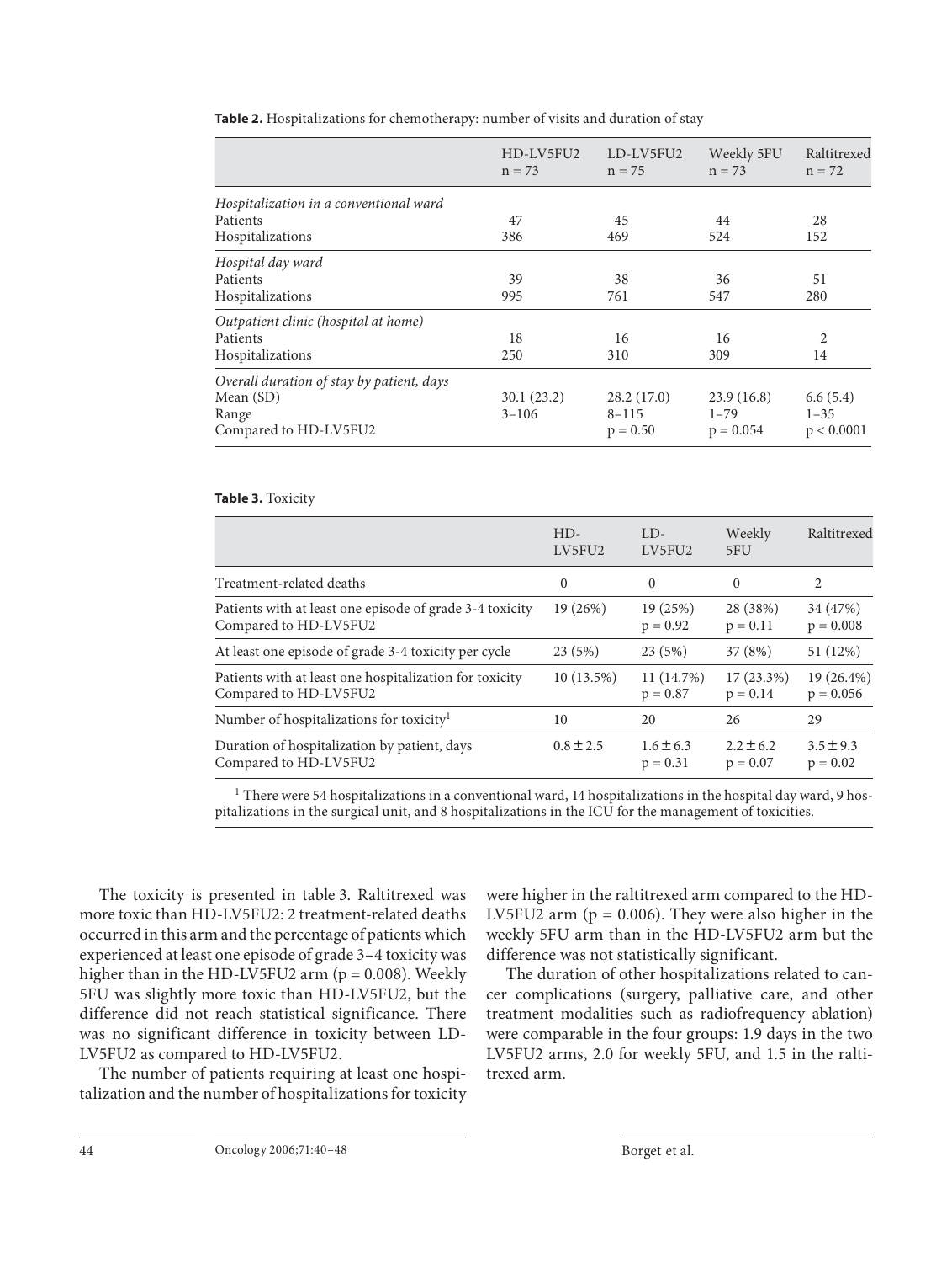**Table 2.** Hospitalizations for chemotherapy: number of visits and duration of stay

| | HD-LV5FU2 n = 73 | LD-LV5FU2 n = 75 | Weekly 5FU n = 73 | Raltitrexed n = 72 |
|---|---|---|---|---|
| *Hospitalization in a conventional ward* | | | | |
| Patients | 47 | 45 | 44 | 28 |
| Hospitalizations | 386 | 469 | 524 | 152 |
| *Hospital day ward* | | | | |
| Patients | 39 | 38 | 36 | 51 |
| Hospitalizations | 995 | 761 | 547 | 280 |
| *Outpatient clinic (hospital at home)* | | | | |
| Patients | 18 | 16 | 16 | 2 |
| Hospitalizations | 250 | 310 | 309 | 14 |
| *Overall duration of stay by patient, days* | | | | |
| Mean (SD) | 30.1 (23.2) | 28.2 (17.0) | 23.9 (16.8) | 6.6 (5.4) |
| Range | 3–106 | 8–115 | 1–79 | 1–35 |
| Compared to HD-LV5FU2 | | p = 0.50 | p = 0.054 | p < 0.0001 |

**Table 3.** Toxicity

| | HD-LV5FU2 | LD-LV5FU2 | Weekly 5FU | Raltitrexed |
|---|---|---|---|---|
| Treatment-related deaths | 0 | 0 | 0 | 2 |
| Patients with at least one episode of grade 3-4 toxicity<br>Compared to HD-LV5FU2 | 19 (26%) | 19 (25%)<br>p = 0.92 | 28 (38%)<br>p = 0.11 | 34 (47%)<br>p = 0.008 |
| At least one episode of grade 3-4 toxicity per cycle | 23 (5%) | 23 (5%) | 37 (8%) | 51 (12%) |
| Patients with at least one hospitalization for toxicity<br>Compared to HD-LV5FU2 | 10 (13.5%) | 11 (14.7%)<br>p = 0.87 | 17 (23.3%)<br>p = 0.14 | 19 (26.4%)<br>p = 0.056 |
| Number of hospitalizations for toxicity[1] | 10 | 20 | 26 | 29 |
| Duration of hospitalization by patient, days<br>Compared to HD-LV5FU2 | 0.8 ± 2.5 | 1.6 ± 6.3<br>p = 0.31 | 2.2 ± 6.2<br>p = 0.07 | 3.5 ± 9.3<br>p = 0.02 |

[1] There were 54 hospitalizations in a conventional ward, 14 hospitalizations in the hospital day ward, 9 hospitalizations in the surgical unit, and 8 hospitalizations in the ICU for the management of toxicities.

The toxicity is presented in table 3. Raltitrexed was more toxic than HD-LV5FU2: 2 treatment-related deaths occurred in this arm and the percentage of patients which experienced at least one episode of grade 3–4 toxicity was higher than in the HD-LV5FU2 arm (p = 0.008). Weekly 5FU was slightly more toxic than HD-LV5FU2, but the difference did not reach statistical significance. There was no significant difference in toxicity between LD-LV5FU2 as compared to HD-LV5FU2.

The number of patients requiring at least one hospitalization and the number of hospitalizations for toxicity were higher in the raltitrexed arm compared to the HD-LV5FU2 arm (p = 0.006). They were also higher in the weekly 5FU arm than in the HD-LV5FU2 arm but the difference was not statistically significant.

The duration of other hospitalizations related to cancer complications (surgery, palliative care, and other treatment modalities such as radiofrequency ablation) were comparable in the four groups: 1.9 days in the two LV5FU2 arms, 2.0 for weekly 5FU, and 1.5 in the raltitrexed arm.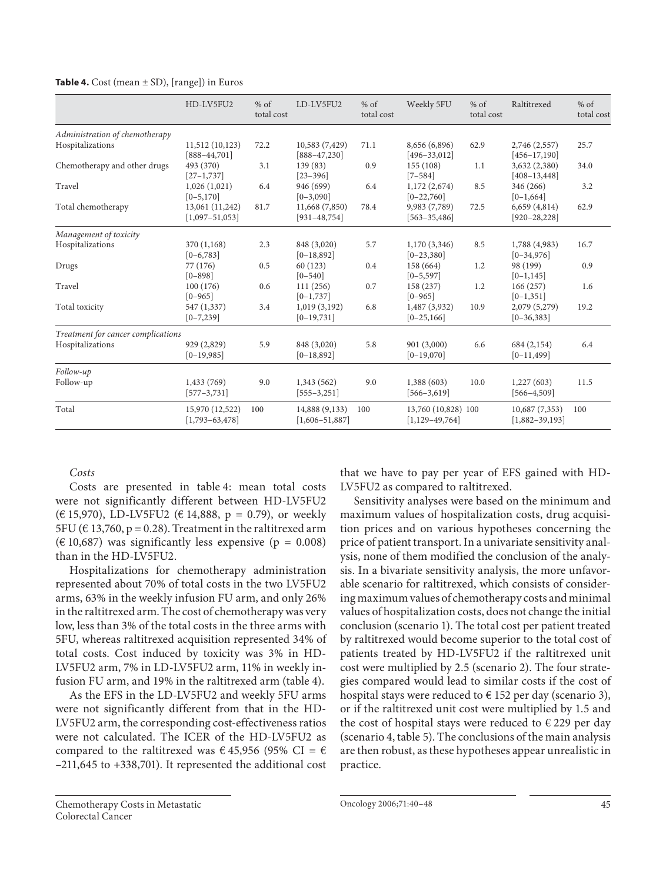**Table 4.** Cost (mean ± SD), [range]) in Euros

| | HD-LV5FU2 | % of total cost | LD-LV5FU2 | % of total cost | Weekly 5FU | % of total cost | Raltitrexed | % of total cost |
|---|---|---|---|---|---|---|---|---|
| *Administration of chemotherapy* | | | | | | | | |
| Hospitalizations | 11,512 (10,123) [888–44,701] | 72.2 | 10,583 (7,429) [888–47,230] | 71.1 | 8,656 (6,896) [496–33,012] | 62.9 | 2,746 (2,557) [456–17,190] | 25.7 |
| Chemotherapy and other drugs | 493 (370) [27–1,737] | 3.1 | 139 (83) [23–396] | 0.9 | 155 (108) [7–584] | 1.1 | 3,632 (2,380) [408–13,448] | 34.0 |
| Travel | 1,026 (1,021) [0–5,170] | 6.4 | 946 (699) [0–3,090] | 6.4 | 1,172 (2,674) [0–22,760] | 8.5 | 346 (266) [0–1,664] | 3.2 |
| Total chemotherapy | 13,061 (11,242) [1,097–51,053] | 81.7 | 11,668 (7,850) [931–48,754] | 78.4 | 9,983 (7,789) [563–35,486] | 72.5 | 6,659 (4,814) [920–28,228] | 62.9 |
| *Management of toxicity* | | | | | | | | |
| Hospitalizations | 370 (1,168) [0–6,783] | 2.3 | 848 (3,020) [0–18,892] | 5.7 | 1,170 (3,346) [0–23,380] | 8.5 | 1,788 (4,983) [0–34,976] | 16.7 |
| Drugs | 77 (176) [0–898] | 0.5 | 60 (123) [0–540] | 0.4 | 158 (664) [0–5,597] | 1.2 | 98 (199) [0–1,145] | 0.9 |
| Travel | 100 (176) [0–965] | 0.6 | 111 (256) [0–1,737] | 0.7 | 158 (237) [0–965] | 1.2 | 166 (257) [0–1,351] | 1.6 |
| Total toxicity | 547 (1,337) [0–7,239] | 3.4 | 1,019 (3,192) [0–19,731] | 6.8 | 1,487 (3,932) [0–25,166] | 10.9 | 2,079 (5,279) [0–36,383] | 19.2 |
| *Treatment for cancer complications* | | | | | | | | |
| Hospitalizations | 929 (2,829) [0–19,985] | 5.9 | 848 (3,020) [0–18,892] | 5.8 | 901 (3,000) [0–19,070] | 6.6 | 684 (2,154) [0–11,499] | 6.4 |
| *Follow-up* | | | | | | | | |
| Follow-up | 1,433 (769) [577–3,731] | 9.0 | 1,343 (562) [555–3,251] | 9.0 | 1,388 (603) [566–3,619] | 10.0 | 1,227 (603) [566–4,509] | 11.5 |
| Total | 15,970 (12,522) [1,793–63,478] | 100 | 14,888 (9,133) [1,606–51,887] | 100 | 13,760 (10,828) [1,129–49,764] | 100 | 10,687 (7,353) [1,882–39,193] | 100 |

*Costs*

Costs are presented in table 4: mean total costs were not significantly different between HD-LV5FU2 (€ 15,970), LD-LV5FU2 (€ 14,888, p = 0.79), or weekly 5FU (€ 13,760, p = 0.28). Treatment in the raltitrexed arm (€ 10,687) was significantly less expensive (p = 0.008) than in the HD-LV5FU2.

Hospitalizations for chemotherapy administration represented about 70% of total costs in the two LV5FU2 arms, 63% in the weekly infusion FU arm, and only 26% in the raltitrexed arm. The cost of chemotherapy was very low, less than 3% of the total costs in the three arms with 5FU, whereas raltitrexed acquisition represented 34% of total costs. Cost induced by toxicity was 3% in HD-LV5FU2 arm, 7% in LD-LV5FU2 arm, 11% in weekly infusion FU arm, and 19% in the raltitrexed arm (table 4).

As the EFS in the LD-LV5FU2 and weekly 5FU arms were not significantly different from that in the HD-LV5FU2 arm, the corresponding cost-effectiveness ratios were not calculated. The ICER of the HD-LV5FU2 as compared to the raltitrexed was € 45,956 (95% CI = € –211,645 to +338,701). It represented the additional cost that we have to pay per year of EFS gained with HD-LV5FU2 as compared to raltitrexed.

Sensitivity analyses were based on the minimum and maximum values of hospitalization costs, drug acquisition prices and on various hypotheses concerning the price of patient transport. In a univariate sensitivity analysis, none of them modified the conclusion of the analysis. In a bivariate sensitivity analysis, the more unfavorable scenario for raltitrexed, which consists of considering maximum values of chemotherapy costs and minimal values of hospitalization costs, does not change the initial conclusion (scenario 1). The total cost per patient treated by raltitrexed would become superior to the total cost of patients treated by HD-LV5FU2 if the raltitrexed unit cost were multiplied by 2.5 (scenario 2). The four strategies compared would lead to similar costs if the cost of hospital stays were reduced to € 152 per day (scenario 3), or if the raltitrexed unit cost were multiplied by 1.5 and the cost of hospital stays were reduced to € 229 per day (scenario 4, table 5). The conclusions of the main analysis are then robust, as these hypotheses appear unrealistic in practice.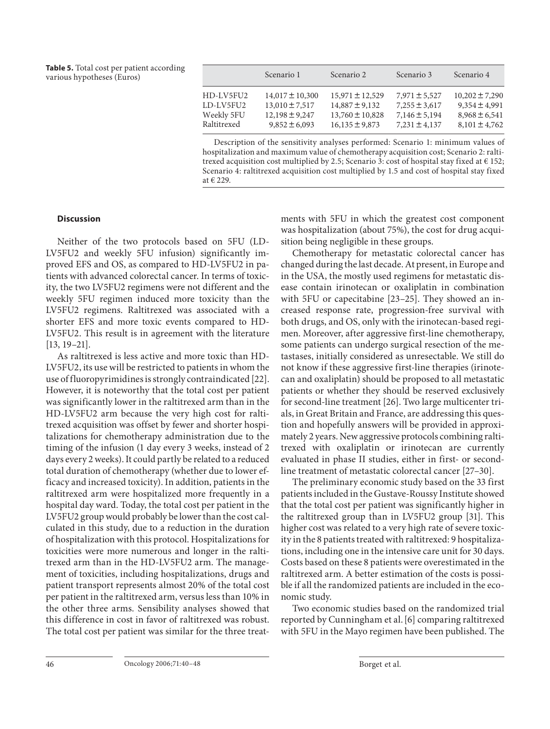**Table 5.** Total cost per patient according various hypotheses (Euros)

| | Scenario 1 | Scenario 2 | Scenario 3 | Scenario 4 |
|---|---|---|---|---|
| HD-LV5FU2 | 14,017 ± 10,300 | 15,971 ± 12,529 | 7,971 ± 5,527 | 10,202 ± 7,290 |
| LD-LV5FU2 | 13,010 ± 7,517 | 14,887 ± 9,132 | 7,255 ± 3,617 | 9,354 ± 4,991 |
| Weekly 5FU | 12,198 ± 9,247 | 13,760 ± 10,828 | 7,146 ± 5,194 | 8,968 ± 6,541 |
| Raltitrexed | 9,852 ± 6,093 | 16,135 ± 9,873 | 7,231 ± 4,137 | 8,101 ± 4,762 |

Description of the sensitivity analyses performed: Scenario 1: minimum values of hospitalization and maximum value of chemotherapy acquisition cost; Scenario 2: raltitrexed acquisition cost multiplied by 2.5; Scenario 3: cost of hospital stay fixed at € 152; Scenario 4: raltitrexed acquisition cost multiplied by 1.5 and cost of hospital stay fixed at € 229.

## Discussion

Neither of the two protocols based on 5FU (LD-LV5FU2 and weekly 5FU infusion) significantly improved EFS and OS, as compared to HD-LV5FU2 in patients with advanced colorectal cancer. In terms of toxicity, the two LV5FU2 regimens were not different and the weekly 5FU regimen induced more toxicity than the LV5FU2 regimens. Raltitrexed was associated with a shorter EFS and more toxic events compared to HD-LV5FU2. This result is in agreement with the literature [13, 19–21].

As raltitrexed is less active and more toxic than HD-LV5FU2, its use will be restricted to patients in whom the use of fluoropyrimidines is strongly contraindicated [22]. However, it is noteworthy that the total cost per patient was significantly lower in the raltitrexed arm than in the HD-LV5FU2 arm because the very high cost for raltitrexed acquisition was offset by fewer and shorter hospitalizations for chemotherapy administration due to the timing of the infusion (1 day every 3 weeks, instead of 2 days every 2 weeks). It could partly be related to a reduced total duration of chemotherapy (whether due to lower efficacy and increased toxicity). In addition, patients in the raltitrexed arm were hospitalized more frequently in a hospital day ward. Today, the total cost per patient in the LV5FU2 group would probably be lower than the cost calculated in this study, due to a reduction in the duration of hospitalization with this protocol. Hospitalizations for toxicities were more numerous and longer in the raltitrexed arm than in the HD-LV5FU2 arm. The management of toxicities, including hospitalizations, drugs and patient transport represents almost 20% of the total cost per patient in the raltitrexed arm, versus less than 10% in the other three arms. Sensibility analyses showed that this difference in cost in favor of raltitrexed was robust. The total cost per patient was similar for the three treatments with 5FU in which the greatest cost component was hospitalization (about 75%), the cost for drug acquisition being negligible in these groups.

Chemotherapy for metastatic colorectal cancer has changed during the last decade. At present, in Europe and in the USA, the mostly used regimens for metastatic disease contain irinotecan or oxaliplatin in combination with 5FU or capecitabine [23–25]. They showed an increased response rate, progression-free survival with both drugs, and OS, only with the irinotecan-based regimen. Moreover, after aggressive first-line chemotherapy, some patients can undergo surgical resection of the metastases, initially considered as unresectable. We still do not know if these aggressive first-line therapies (irinotecan and oxaliplatin) should be proposed to all metastatic patients or whether they should be reserved exclusively for second-line treatment [26]. Two large multicenter trials, in Great Britain and France, are addressing this question and hopefully answers will be provided in approximately 2 years. New aggressive protocols combining raltitrexed with oxaliplatin or irinotecan are currently evaluated in phase II studies, either in first- or second-line treatment of metastatic colorectal cancer [27–30].

The preliminary economic study based on the 33 first patients included in the Gustave-Roussy Institute showed that the total cost per patient was significantly higher in the raltitrexed group than in LV5FU2 group [31]. This higher cost was related to a very high rate of severe toxicity in the 8 patients treated with raltitrexed: 9 hospitalizations, including one in the intensive care unit for 30 days. Costs based on these 8 patients were overestimated in the raltitrexed arm. A better estimation of the costs is possible if all the randomized patients are included in the economic study.

Two economic studies based on the randomized trial reported by Cunningham et al. [6] comparing raltitrexed with 5FU in the Mayo regimen have been published. The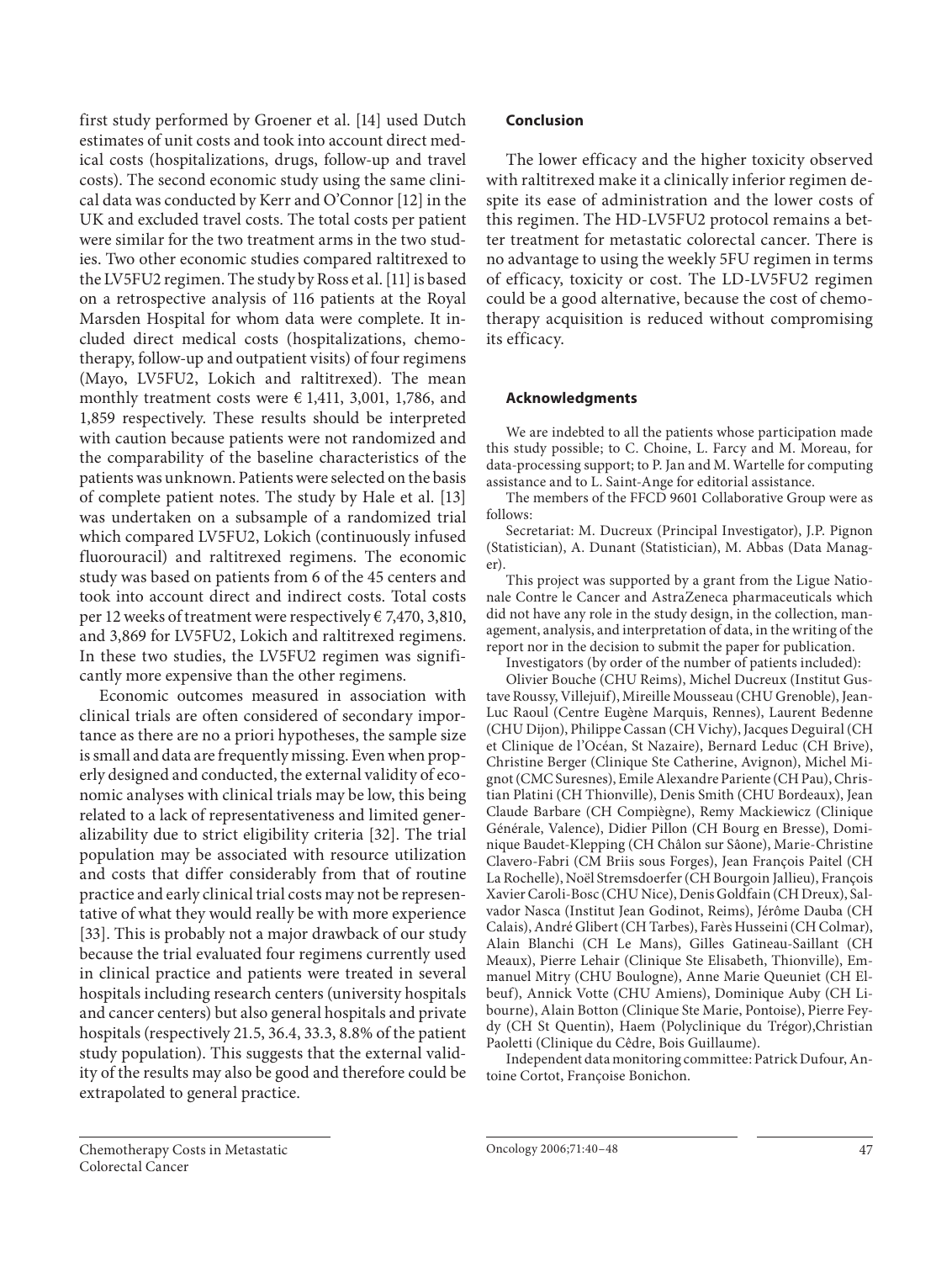first study performed by Groener et al. [14] used Dutch estimates of unit costs and took into account direct medical costs (hospitalizations, drugs, follow-up and travel costs). The second economic study using the same clinical data was conducted by Kerr and O'Connor [12] in the UK and excluded travel costs. The total costs per patient were similar for the two treatment arms in the two studies. Two other economic studies compared raltitrexed to the LV5FU2 regimen. The study by Ross et al. [11] is based on a retrospective analysis of 116 patients at the Royal Marsden Hospital for whom data were complete. It included direct medical costs (hospitalizations, chemotherapy, follow-up and outpatient visits) of four regimens (Mayo, LV5FU2, Lokich and raltitrexed). The mean monthly treatment costs were € 1,411, 3,001, 1,786, and 1,859 respectively. These results should be interpreted with caution because patients were not randomized and the comparability of the baseline characteristics of the patients was unknown. Patients were selected on the basis of complete patient notes. The study by Hale et al. [13] was undertaken on a subsample of a randomized trial which compared LV5FU2, Lokich (continuously infused fluorouracil) and raltitrexed regimens. The economic study was based on patients from 6 of the 45 centers and took into account direct and indirect costs. Total costs per 12 weeks of treatment were respectively € 7,470, 3,810, and 3,869 for LV5FU2, Lokich and raltitrexed regimens. In these two studies, the LV5FU2 regimen was significantly more expensive than the other regimens.

Economic outcomes measured in association with clinical trials are often considered of secondary importance as there are no a priori hypotheses, the sample size is small and data are frequently missing. Even when properly designed and conducted, the external validity of economic analyses with clinical trials may be low, this being related to a lack of representativeness and limited generalizability due to strict eligibility criteria [32]. The trial population may be associated with resource utilization and costs that differ considerably from that of routine practice and early clinical trial costs may not be representative of what they would really be with more experience [33]. This is probably not a major drawback of our study because the trial evaluated four regimens currently used in clinical practice and patients were treated in several hospitals including research centers (university hospitals and cancer centers) but also general hospitals and private hospitals (respectively 21.5, 36.4, 33.3, 8.8% of the patient study population). This suggests that the external validity of the results may also be good and therefore could be extrapolated to general practice.

## Conclusion

The lower efficacy and the higher toxicity observed with raltitrexed make it a clinically inferior regimen despite its ease of administration and the lower costs of this regimen. The HD-LV5FU2 protocol remains a better treatment for metastatic colorectal cancer. There is no advantage to using the weekly 5FU regimen in terms of efficacy, toxicity or cost. The LD-LV5FU2 regimen could be a good alternative, because the cost of chemotherapy acquisition is reduced without compromising its efficacy.

## Acknowledgments

We are indebted to all the patients whose participation made this study possible; to C. Choine, L. Farcy and M. Moreau, for data-processing support; to P. Jan and M. Wartelle for computing assistance and to L. Saint-Ange for editorial assistance.

The members of the FFCD 9601 Collaborative Group were as follows:

Secretariat: M. Ducreux (Principal Investigator), J.P. Pignon (Statistician), A. Dunant (Statistician), M. Abbas (Data Manager).

This project was supported by a grant from the Ligue Nationale Contre le Cancer and AstraZeneca pharmaceuticals which did not have any role in the study design, in the collection, management, analysis, and interpretation of data, in the writing of the report nor in the decision to submit the paper for publication.

Investigators (by order of the number of patients included):

Olivier Bouche (CHU Reims), Michel Ducreux (Institut Gustave Roussy, Villejuif), Mireille Mousseau (CHU Grenoble), Jean-Luc Raoul (Centre Eugène Marquis, Rennes), Laurent Bedenne (CHU Dijon), Philippe Cassan (CH Vichy), Jacques Deguiral (CH et Clinique de l'Océan, St Nazaire), Bernard Leduc (CH Brive), Christine Berger (Clinique Ste Catherine, Avignon), Michel Mignot (CMC Suresnes), Emile Alexandre Pariente (CH Pau), Christian Platini (CH Thionville), Denis Smith (CHU Bordeaux), Jean Claude Barbare (CH Compiègne), Remy Mackiewicz (Clinique Générale, Valence), Didier Pillon (CH Bourg en Bresse), Dominique Baudet-Klepping (CH Châlon sur Sâone), Marie-Christine Clavero-Fabri (CM Briis sous Forges), Jean François Paitel (CH La Rochelle), Noël Stremsdoerfer (CH Bourgoin Jallieu), François Xavier Caroli-Bosc (CHU Nice), Denis Goldfain (CH Dreux), Salvador Nasca (Institut Jean Godinot, Reims), Jérôme Dauba (CH Calais), André Glibert (CH Tarbes), Farès Husseini (CH Colmar), Alain Blanchi (CH Le Mans), Gilles Gatineau-Saillant (CH Meaux), Pierre Lehair (Clinique Ste Elisabeth, Thionville), Emmanuel Mitry (CHU Boulogne), Anne Marie Queuniet (CH Elbeuf), Annick Votte (CHU Amiens), Dominique Auby (CH Libourne), Alain Botton (Clinique Ste Marie, Pontoise), Pierre Feydy (CH St Quentin), Haem (Polyclinique du Trégor),Christian Paoletti (Clinique du Cêdre, Bois Guillaume).

Independent data monitoring committee: Patrick Dufour, Antoine Cortot, Françoise Bonichon.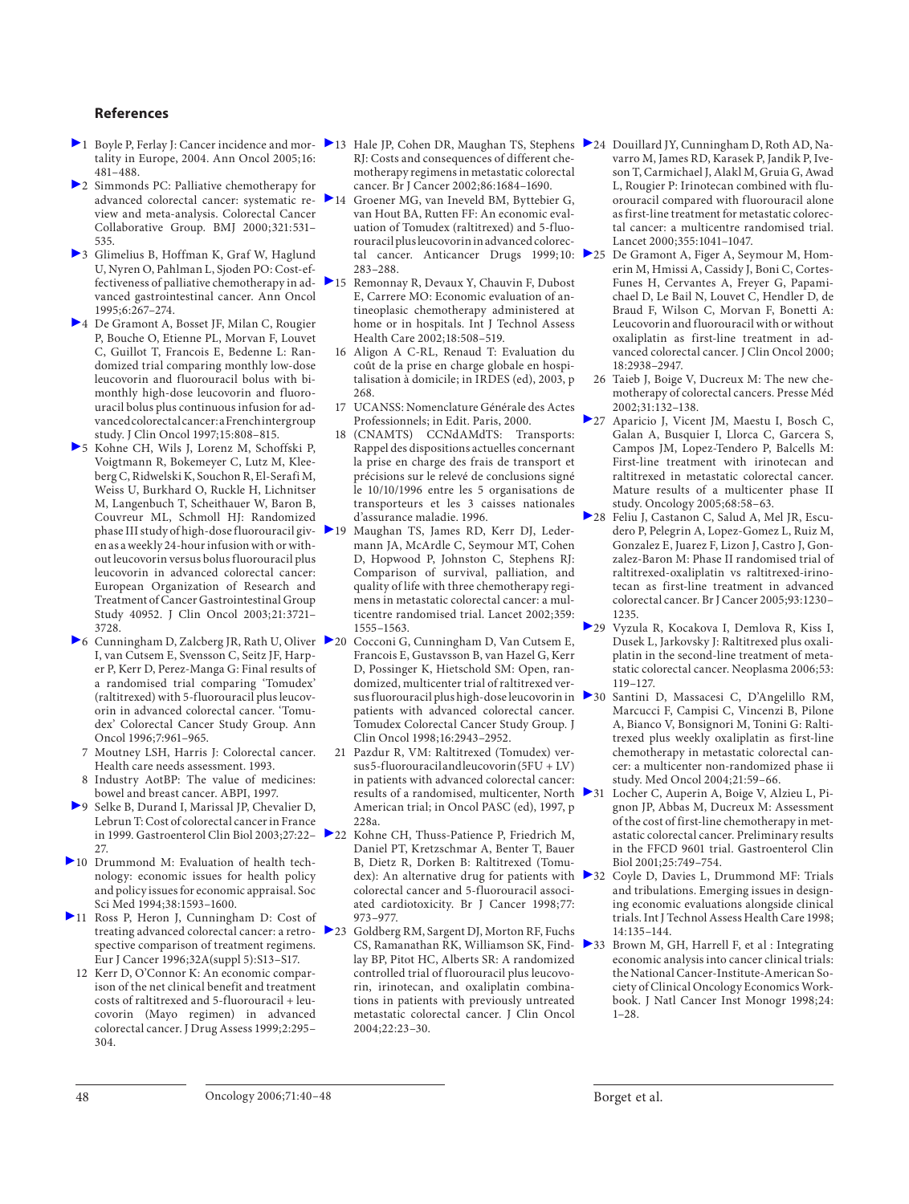## References

1. Boyle P, Ferlay J: Cancer incidence and mortality in Europe, 2004. Ann Oncol 2005;16:481–488.
2. Simmonds PC: Palliative chemotherapy for advanced colorectal cancer: systematic review and meta-analysis. Colorectal Cancer Collaborative Group. BMJ 2000;321:531–535.
3. Glimelius B, Hoffman K, Graf W, Haglund U, Nyren O, Pahlman L, Sjoden PO: Cost-effectiveness of palliative chemotherapy in advanced gastrointestinal cancer. Ann Oncol 1995;6:267–274.
4. De Gramont A, Bosset JF, Milan C, Rougier P, Bouche O, Etienne PL, Morvan F, Louvet C, Guillot T, Francois E, Bedenne L: Randomized trial comparing monthly low-dose leucovorin and fluorouracil bolus with bimonthly high-dose leucovorin and fluorouracil bolus plus continuous infusion for advanced colorectal cancer: a French intergroup study. J Clin Oncol 1997;15:808–815.
5. Kohne CH, Wils J, Lorenz M, Schoffski P, Voigtmann R, Bokemeyer C, Lutz M, Kleeberg C, Ridwelski K, Souchon R, El-Serafi M, Weiss U, Burkhard O, Ruckle H, Lichnitser M, Langenbuch T, Scheithauer W, Baron B, Couvreur ML, Schmoll HJ: Randomized phase III study of high-dose fluorouracil given as a weekly 24-hour infusion with or without leucovorin versus bolus fluorouracil plus leucovorin in advanced colorectal cancer: European Organization of Research and Treatment of Cancer Gastrointestinal Group Study 40952. J Clin Oncol 2003;21:3721–3728.
6. Cunningham D, Zalcberg JR, Rath U, Oliver I, van Cutsem E, Svensson C, Seitz JF, Harper P, Kerr D, Perez-Manga G: Final results of a randomised trial comparing 'Tomudex' (raltitrexed) with 5-fluorouracil plus leucovorin in advanced colorectal cancer. 'Tomudex' Colorectal Cancer Study Group. Ann Oncol 1996;7:961–965.
7. Moutney LSH, Harris J: Colorectal cancer. Health care needs assessment. 1993.
8. Industry AotBP: The value of medicines: bowel and breast cancer. ABPI, 1997.
9. Selke B, Durand I, Marissal JP, Chevalier D, Lebrun T: Cost of colorectal cancer in France in 1999. Gastroenterol Clin Biol 2003;27:22–27.
10. Drummond M: Evaluation of health technology: economic issues for health policy and policy issues for economic appraisal. Soc Sci Med 1994;38:1593–1600.
11. Ross P, Heron J, Cunningham D: Cost of treating advanced colorectal cancer: a retrospective comparison of treatment regimens. Eur J Cancer 1996;32A(suppl 5):S13–S17.
12. Kerr D, O'Connor K: An economic comparison of the net clinical benefit and treatment costs of raltitrexed and 5-fluorouracil + leucovorin (Mayo regimen) in advanced colorectal cancer. J Drug Assess 1999;2:295–304.
13. Hale JP, Cohen DR, Maughan TS, Stephens RJ: Costs and consequences of different chemotherapy regimens in metastatic colorectal cancer. Br J Cancer 2002;86:1684–1690.
14. Groener MG, van Ineveld BM, Byttebier G, van Hout BA, Rutten FF: An economic evaluation of Tomudex (raltitrexed) and 5-fluorouracil plus leucovorin in advanced colorectal cancer. Anticancer Drugs 1999;10:283–288.
15. Remonnay R, Devaux Y, Chauvin F, Dubost E, Carrere MO: Economic evaluation of antineoplasic chemotherapy administered at home or in hospitals. Int J Technol Assess Health Care 2002;18:508–519.
16. Aligon A C-RL, Renaud T: Evaluation du coût de la prise en charge globale en hospitalisation à domicile; in IRDES (ed), 2003, p 268.
17. UCANSS: Nomenclature Générale des Actes Professionnels; in Edit. Paris, 2000.
18. (CNAMTS) CCNdAMdTS: Transports: Rappel des dispositions actuelles concernant la prise en charge des frais de transport et précisions sur le relevé de conclusions signé le 10/10/1996 entre les 5 organisations de transporteurs et les 3 caisses nationales d'assurance maladie. 1996.
19. Maughan TS, James RD, Kerr DJ, Ledermann JA, McArdle C, Seymour MT, Cohen D, Hopwood P, Johnston C, Stephens RJ: Comparison of survival, palliation, and quality of life with three chemotherapy regimens in metastatic colorectal cancer: a multicentre randomised trial. Lancet 2002;359:1555–1563.
20. Cocconi G, Cunningham D, Van Cutsem E, Francois E, Gustavsson B, van Hazel G, Kerr D, Possinger K, Hietschold SM: Open, randomized, multicenter trial of raltitrexed versus fluorouracil plus high-dose leucovorin in patients with advanced colorectal cancer. Tomudex Colorectal Cancer Study Group. J Clin Oncol 1998;16:2943–2952.
21. Pazdur R, VM: Raltitrexed (Tomudex) versus 5-fluorouracil and leucovorin (5FU + LV) in patients with advanced colorectal cancer: results of a randomised, multicenter, North American trial; in Oncol PASC (ed), 1997, p 228a.
22. Kohne CH, Thuss-Patience P, Friedrich M, Daniel PT, Kretzschmar A, Benter T, Bauer B, Dietz R, Dorken B: Raltitrexed (Tomudex): An alternative drug for patients with colorectal cancer and 5-fluorouracil associated cardiotoxicity. Br J Cancer 1998;77:973–977.
23. Goldberg RM, Sargent DJ, Morton RF, Fuchs CS, Ramanathan RK, Williamson SK, Findlay BP, Pitot HC, Alberts SR: A randomized controlled trial of fluorouracil plus leucovorin, irinotecan, and oxaliplatin combinations in patients with previously untreated metastatic colorectal cancer. J Clin Oncol 2004;22:23–30.
24. Douillard JY, Cunningham D, Roth AD, Navarro M, James RD, Karasek P, Jandik P, Iveson T, Carmichael J, Alakl M, Gruia G, Awad L, Rougier P: Irinotecan combined with fluorouracil compared with fluorouracil alone as first-line treatment for metastatic colorectal cancer: a multicentre randomised trial. Lancet 2000;355:1041–1047.
25. De Gramont A, Figer A, Seymour M, Homerin M, Hmissi A, Cassidy J, Boni C, Cortes-Funes H, Cervantes A, Freyer G, Papamichael D, Le Bail N, Louvet C, Hendler D, de Braud F, Wilson C, Morvan F, Bonetti A: Leucovorin and fluorouracil with or without oxaliplatin as first-line treatment in advanced colorectal cancer. J Clin Oncol 2000;18:2938–2947.
26. Taieb J, Boige V, Ducreux M: The new chemotherapy of colorectal cancers. Presse Méd 2002;31:132–138.
27. Aparicio J, Vicent JM, Maestu I, Bosch C, Galan A, Busquier I, Llorca C, Garcera S, Campos JM, Lopez-Tendero P, Balcells M: First-line treatment with irinotecan and raltitrexed in metastatic colorectal cancer. Mature results of a multicenter phase II study. Oncology 2005;68:58–63.
28. Feliu J, Castanon C, Salud A, Mel JR, Escudero P, Pelegrin A, Lopez-Gomez L, Ruiz M, Gonzalez E, Juarez F, Lizon J, Castro J, Gonzalez-Baron M: Phase II randomised trial of raltitrexed-oxaliplatin vs raltitrexed-irinotecan as first-line treatment in advanced colorectal cancer. Br J Cancer 2005;93:1230–1235.
29. Vyzula R, Kocakova I, Demlova R, Kiss I, Dusek L, Jarkovsky J: Raltitrexed plus oxaliplatin in the second-line treatment of metastatic colorectal cancer. Neoplasma 2006;53:119–127.
30. Santini D, Massacesi C, D'Angelillo RM, Marcucci F, Campisi C, Vincenzi B, Pilone A, Bianco V, Bonsignori M, Tonini G: Raltitrexed plus weekly oxaliplatin as first-line chemotherapy in metastatic colorectal cancer: a multicenter non-randomized phase ii study. Med Oncol 2004;21:59–66.
31. Locher C, Auperin A, Boige V, Alzieu L, Pignon JP, Abbas M, Ducreux M: Assessment of the cost of first-line chemotherapy in metastatic colorectal cancer. Preliminary results in the FFCD 9601 trial. Gastroenterol Clin Biol 2001;25:749–754.
32. Coyle D, Davies L, Drummond MF: Trials and tribulations. Emerging issues in designing economic evaluations alongside clinical trials. Int J Technol Assess Health Care 1998;14:135–144.
33. Brown M, GH, Harrell F, et al : Integrating economic analysis into cancer clinical trials: the National Cancer-Institute-American Society of Clinical Oncology Economics Workbook. J Natl Cancer Inst Monogr 1998;24:1–28.